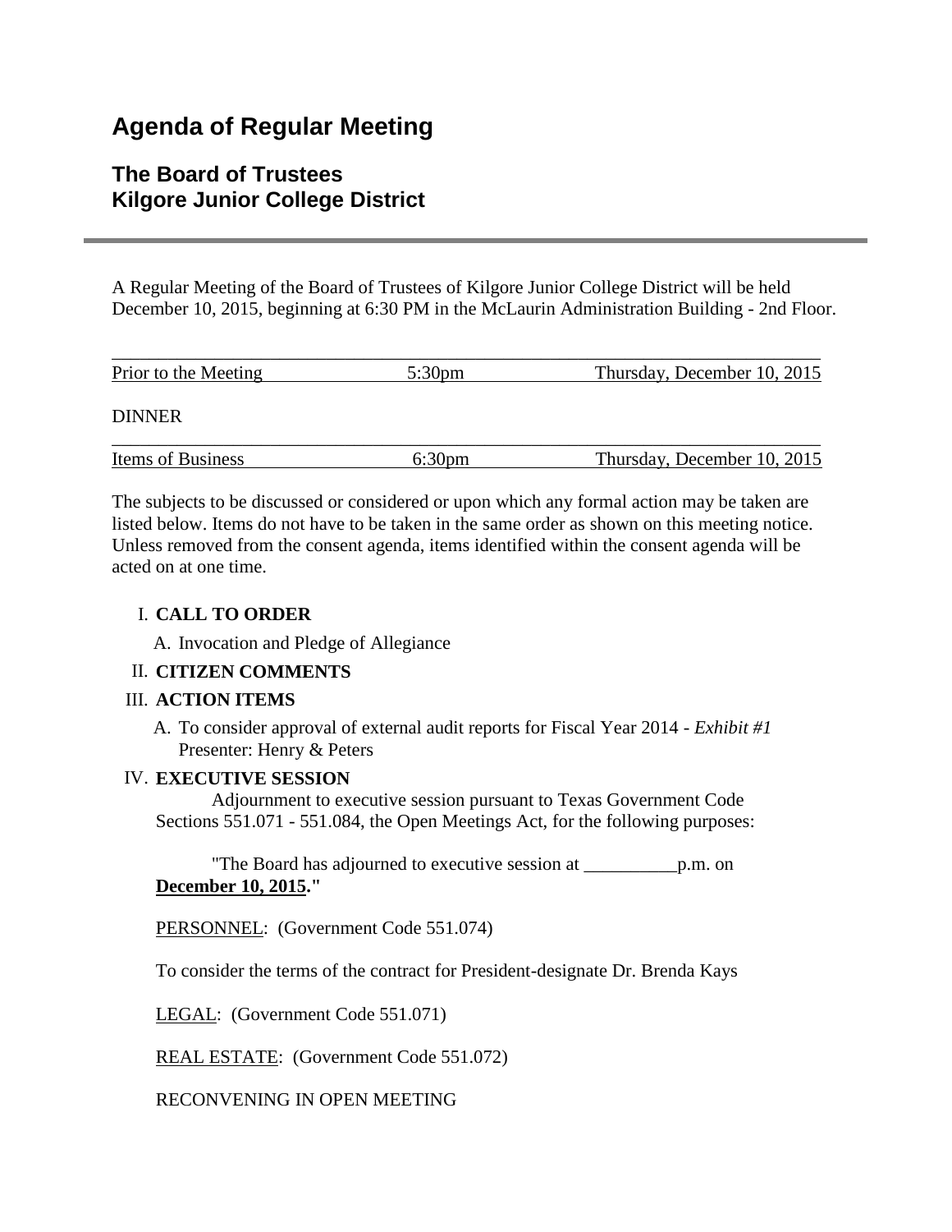# Agenda of Regular Meeting

## The Board of Trustees
## Kilgore Junior College District

A Regular Meeting of the Board of Trustees of Kilgore Junior College District will be held December 10, 2015, beginning at 6:30 PM in the McLaurin Administration Building - 2nd Floor.

| Prior to the Meeting | 5:30pm | Thursday, December 10, 2015 |
|---|---|---|

DINNER

| Items of Business | 6:30pm | Thursday, December 10, 2015 |
|---|---|---|

The subjects to be discussed or considered or upon which any formal action may be taken are listed below. Items do not have to be taken in the same order as shown on this meeting notice. Unless removed from the consent agenda, items identified within the consent agenda will be acted on at one time.

I. **CALL TO ORDER**

   A. Invocation and Pledge of Allegiance

II. **CITIZEN COMMENTS**

III. **ACTION ITEMS**

   A. To consider approval of external audit reports for Fiscal Year 2014 - *Exhibit #1*
   Presenter: Henry & Peters

IV. **EXECUTIVE SESSION**

Adjournment to executive session pursuant to Texas Government Code Sections 551.071 - 551.084, the Open Meetings Act, for the following purposes:

"The Board has adjourned to executive session at __________p.m. on **December 10, 2015**."

PERSONNEL: (Government Code 551.074)

To consider the terms of the contract for President-designate Dr. Brenda Kays

LEGAL: (Government Code 551.071)

REAL ESTATE: (Government Code 551.072)

RECONVENING IN OPEN MEETING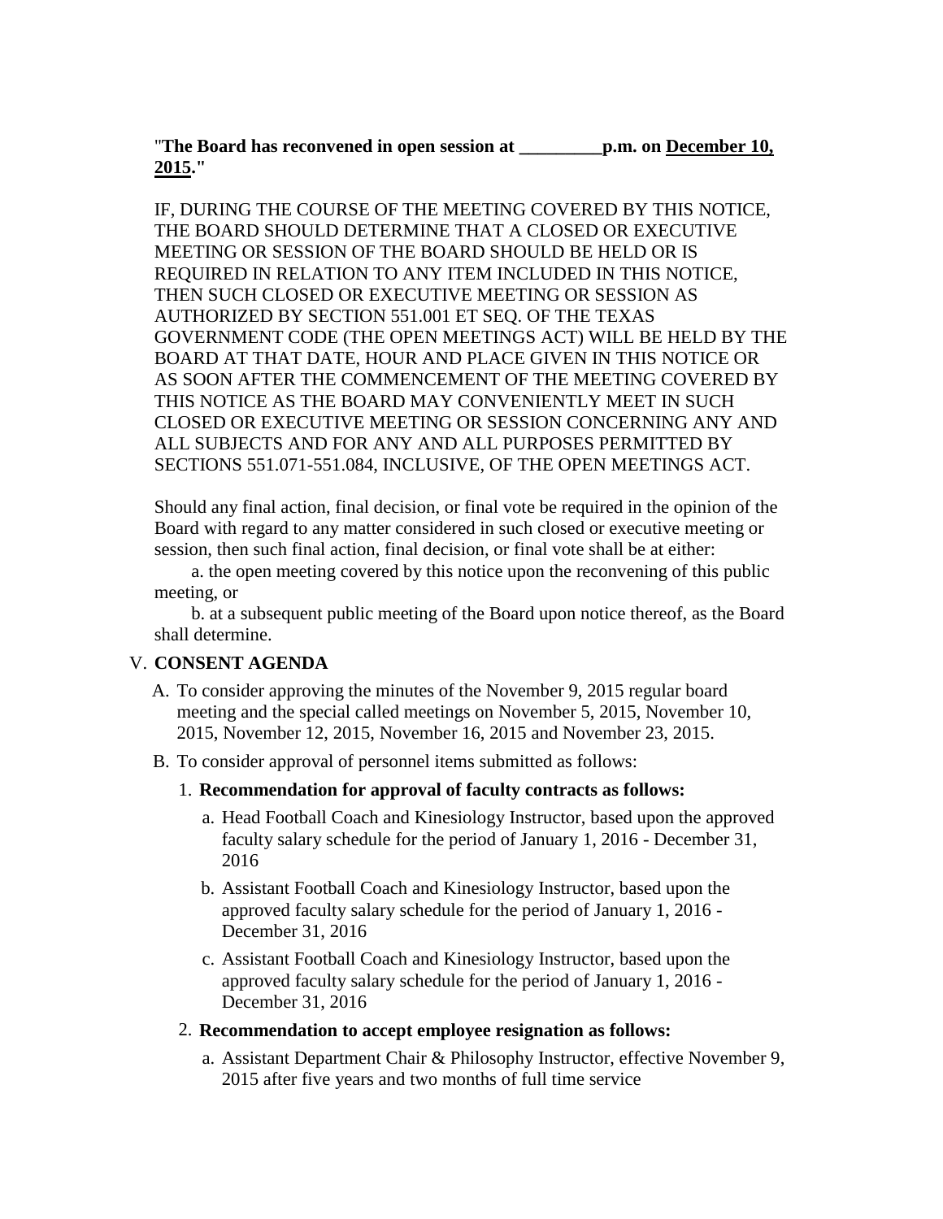"**The Board has reconvened in open session at _________p.m. on December 10, 2015.**"

IF, DURING THE COURSE OF THE MEETING COVERED BY THIS NOTICE, THE BOARD SHOULD DETERMINE THAT A CLOSED OR EXECUTIVE MEETING OR SESSION OF THE BOARD SHOULD BE HELD OR IS REQUIRED IN RELATION TO ANY ITEM INCLUDED IN THIS NOTICE, THEN SUCH CLOSED OR EXECUTIVE MEETING OR SESSION AS AUTHORIZED BY SECTION 551.001 ET SEQ. OF THE TEXAS GOVERNMENT CODE (THE OPEN MEETINGS ACT) WILL BE HELD BY THE BOARD AT THAT DATE, HOUR AND PLACE GIVEN IN THIS NOTICE OR AS SOON AFTER THE COMMENCEMENT OF THE MEETING COVERED BY THIS NOTICE AS THE BOARD MAY CONVENIENTLY MEET IN SUCH CLOSED OR EXECUTIVE MEETING OR SESSION CONCERNING ANY AND ALL SUBJECTS AND FOR ANY AND ALL PURPOSES PERMITTED BY SECTIONS 551.071-551.084, INCLUSIVE, OF THE OPEN MEETINGS ACT.

Should any final action, final decision, or final vote be required in the opinion of the Board with regard to any matter considered in such closed or executive meeting or session, then such final action, final decision, or final vote shall be at either:

a. the open meeting covered by this notice upon the reconvening of this public meeting, or

b. at a subsequent public meeting of the Board upon notice thereof, as the Board shall determine.

V. **CONSENT AGENDA**

A. To consider approving the minutes of the November 9, 2015 regular board meeting and the special called meetings on November 5, 2015, November 10, 2015, November 12, 2015, November 16, 2015 and November 23, 2015.

B. To consider approval of personnel items submitted as follows:

1. **Recommendation for approval of faculty contracts as follows:**

   a. Head Football Coach and Kinesiology Instructor, based upon the approved faculty salary schedule for the period of January 1, 2016 - December 31, 2016

   b. Assistant Football Coach and Kinesiology Instructor, based upon the approved faculty salary schedule for the period of January 1, 2016 - December 31, 2016

   c. Assistant Football Coach and Kinesiology Instructor, based upon the approved faculty salary schedule for the period of January 1, 2016 - December 31, 2016

2. **Recommendation to accept employee resignation as follows:**

   a. Assistant Department Chair & Philosophy Instructor, effective November 9, 2015 after five years and two months of full time service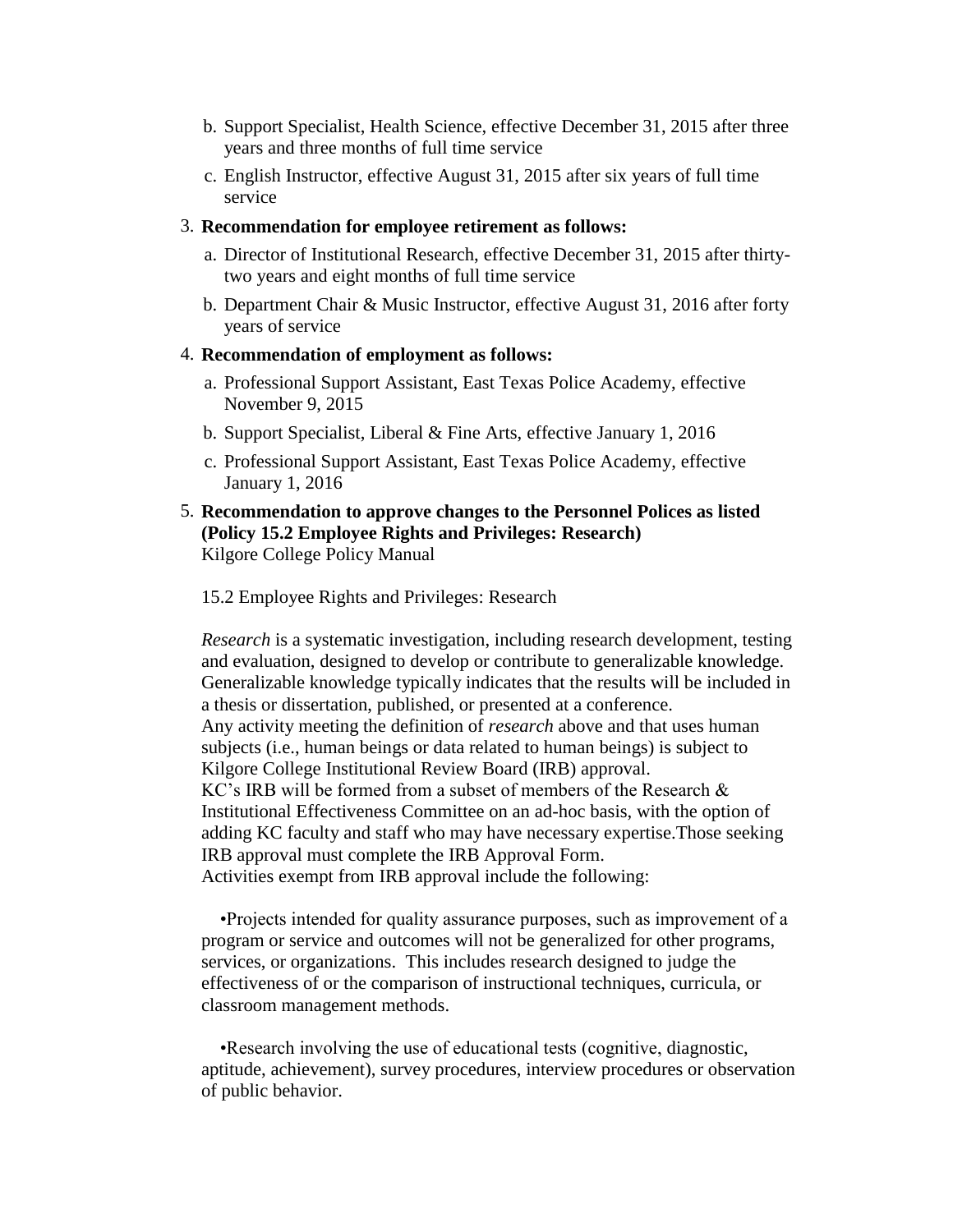b. Support Specialist, Health Science, effective December 31, 2015 after three years and three months of full time service

c. English Instructor, effective August 31, 2015 after six years of full time service

3. **Recommendation for employee retirement as follows:**

   a. Director of Institutional Research, effective December 31, 2015 after thirty-two years and eight months of full time service

   b. Department Chair & Music Instructor, effective August 31, 2016 after forty years of service

4. **Recommendation of employment as follows:**

   a. Professional Support Assistant, East Texas Police Academy, effective November 9, 2015

   b. Support Specialist, Liberal & Fine Arts, effective January 1, 2016

   c. Professional Support Assistant, East Texas Police Academy, effective January 1, 2016

5. **Recommendation to approve changes to the Personnel Polices as listed (Policy 15.2 Employee Rights and Privileges: Research)**
   Kilgore College Policy Manual

   15.2 Employee Rights and Privileges: Research

   *Research* is a systematic investigation, including research development, testing and evaluation, designed to develop or contribute to generalizable knowledge. Generalizable knowledge typically indicates that the results will be included in a thesis or dissertation, published, or presented at a conference.
   Any activity meeting the definition of *research* above and that uses human subjects (i.e., human beings or data related to human beings) is subject to Kilgore College Institutional Review Board (IRB) approval.
   KC's IRB will be formed from a subset of members of the Research & Institutional Effectiveness Committee on an ad-hoc basis, with the option of adding KC faculty and staff who may have necessary expertise.Those seeking IRB approval must complete the IRB Approval Form.
   Activities exempt from IRB approval include the following:

   •Projects intended for quality assurance purposes, such as improvement of a program or service and outcomes will not be generalized for other programs, services, or organizations. This includes research designed to judge the effectiveness of or the comparison of instructional techniques, curricula, or classroom management methods.

   •Research involving the use of educational tests (cognitive, diagnostic, aptitude, achievement), survey procedures, interview procedures or observation of public behavior.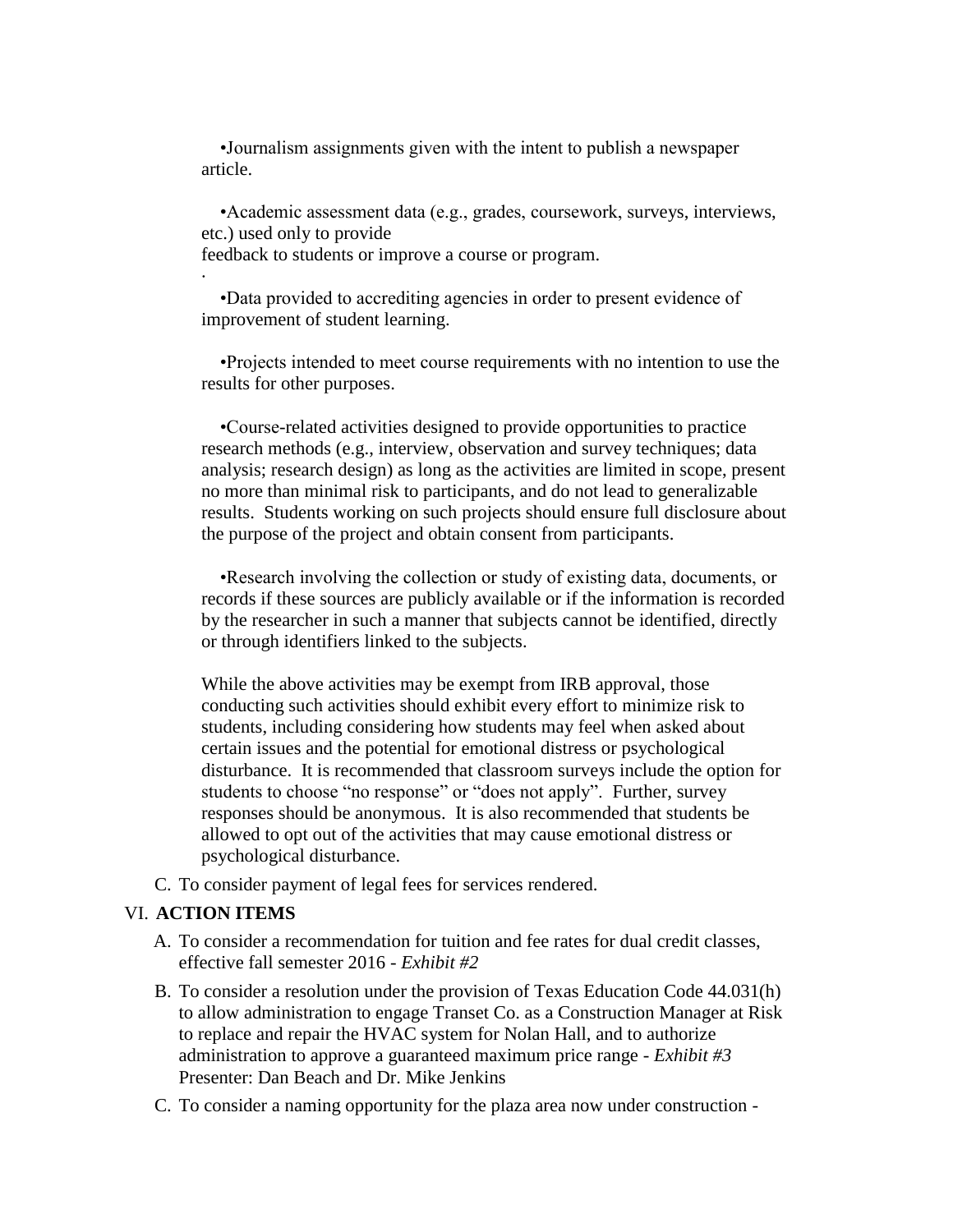- Journalism assignments given with the intent to publish a newspaper article.

- Academic assessment data (e.g., grades, coursework, surveys, interviews, etc.) used only to provide
feedback to students or improve a course or program.
.
- Data provided to accrediting agencies in order to present evidence of improvement of student learning.

- Projects intended to meet course requirements with no intention to use the results for other purposes.

- Course-related activities designed to provide opportunities to practice research methods (e.g., interview, observation and survey techniques; data analysis; research design) as long as the activities are limited in scope, present no more than minimal risk to participants, and do not lead to generalizable results. Students working on such projects should ensure full disclosure about the purpose of the project and obtain consent from participants.

- Research involving the collection or study of existing data, documents, or records if these sources are publicly available or if the information is recorded by the researcher in such a manner that subjects cannot be identified, directly or through identifiers linked to the subjects.

While the above activities may be exempt from IRB approval, those conducting such activities should exhibit every effort to minimize risk to students, including considering how students may feel when asked about certain issues and the potential for emotional distress or psychological disturbance. It is recommended that classroom surveys include the option for students to choose "no response" or "does not apply". Further, survey responses should be anonymous. It is also recommended that students be allowed to opt out of the activities that may cause emotional distress or psychological disturbance.

C. To consider payment of legal fees for services rendered.

VI. **ACTION ITEMS**

A. To consider a recommendation for tuition and fee rates for dual credit classes, effective fall semester 2016 - *Exhibit #2*

B. To consider a resolution under the provision of Texas Education Code 44.031(h) to allow administration to engage Transet Co. as a Construction Manager at Risk to replace and repair the HVAC system for Nolan Hall, and to authorize administration to approve a guaranteed maximum price range - *Exhibit #3*
Presenter: Dan Beach and Dr. Mike Jenkins

C. To consider a naming opportunity for the plaza area now under construction -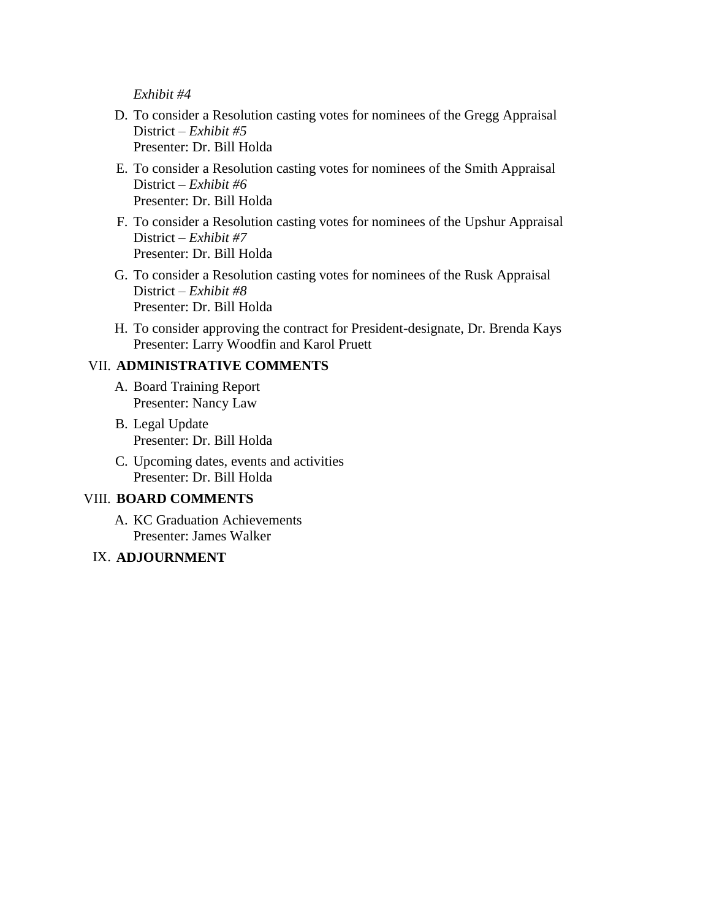*Exhibit #4*

D. To consider a Resolution casting votes for nominees of the Gregg Appraisal District – *Exhibit #5*
   Presenter: Dr. Bill Holda

E. To consider a Resolution casting votes for nominees of the Smith Appraisal District – *Exhibit #6*
   Presenter: Dr. Bill Holda

F. To consider a Resolution casting votes for nominees of the Upshur Appraisal District – *Exhibit #7*
   Presenter: Dr. Bill Holda

G. To consider a Resolution casting votes for nominees of the Rusk Appraisal District – *Exhibit #8*
   Presenter: Dr. Bill Holda

H. To consider approving the contract for President-designate, Dr. Brenda Kays
   Presenter: Larry Woodfin and Karol Pruett

## VII. ADMINISTRATIVE COMMENTS

A. Board Training Report
   Presenter: Nancy Law

B. Legal Update
   Presenter: Dr. Bill Holda

C. Upcoming dates, events and activities
   Presenter: Dr. Bill Holda

## VIII. BOARD COMMENTS

A. KC Graduation Achievements
   Presenter: James Walker

## IX. ADJOURNMENT